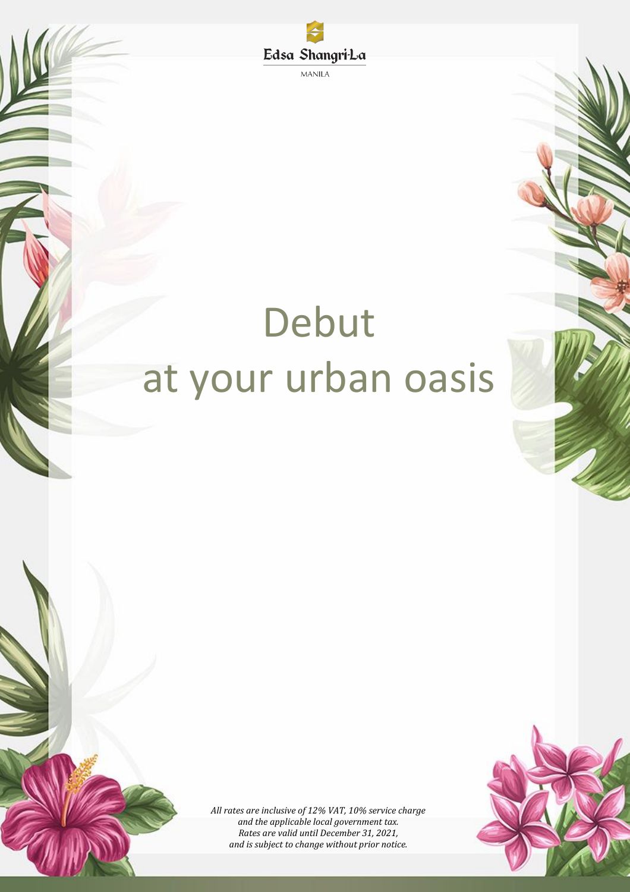Edsa Shangri-La

MANILA

# Debut
# at your urban oasis

*All rates are inclusive of 12% VAT, 10% service charge and the applicable local government tax. Rates are valid until December 31, 2021, and is subject to change without prior notice.*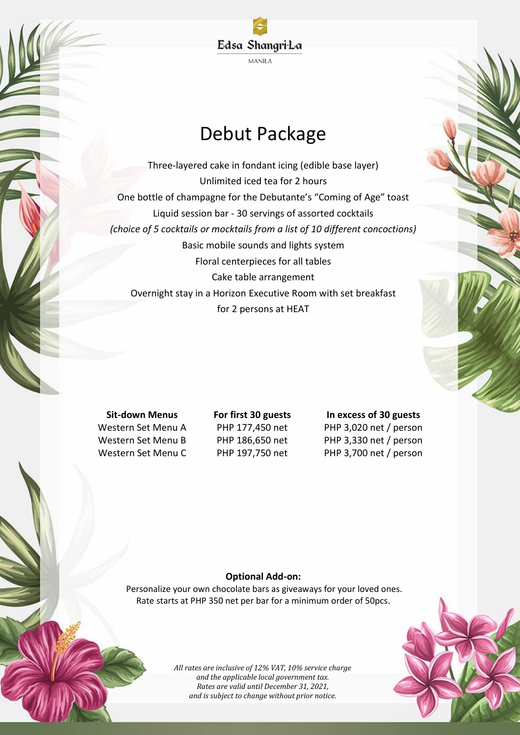Edsa Shangri-La

MANILA

# Debut Package

Three-layered cake in fondant icing (edible base layer)
Unlimited iced tea for 2 hours
One bottle of champagne for the Debutante's "Coming of Age" toast
Liquid session bar - 30 servings of assorted cocktails
*(choice of 5 cocktails or mocktails from a list of 10 different concoctions)*
Basic mobile sounds and lights system
Floral centerpieces for all tables
Cake table arrangement
Overnight stay in a Horizon Executive Room with set breakfast
for 2 persons at HEAT

| Sit-down Menus | For first 30 guests | In excess of 30 guests |
|---|---|---|
| Western Set Menu A | PHP 177,450 net | PHP 3,020 net / person |
| Western Set Menu B | PHP 186,650 net | PHP 3,330 net / person |
| Western Set Menu C | PHP 197,750 net | PHP 3,700 net / person |

**Optional Add-on:**

Personalize your own chocolate bars as giveaways for your loved ones.
Rate starts at PHP 350 net per bar for a minimum order of 50pcs.

*All rates are inclusive of 12% VAT, 10% service charge and the applicable local government tax. Rates are valid until December 31, 2021, and is subject to change without prior notice.*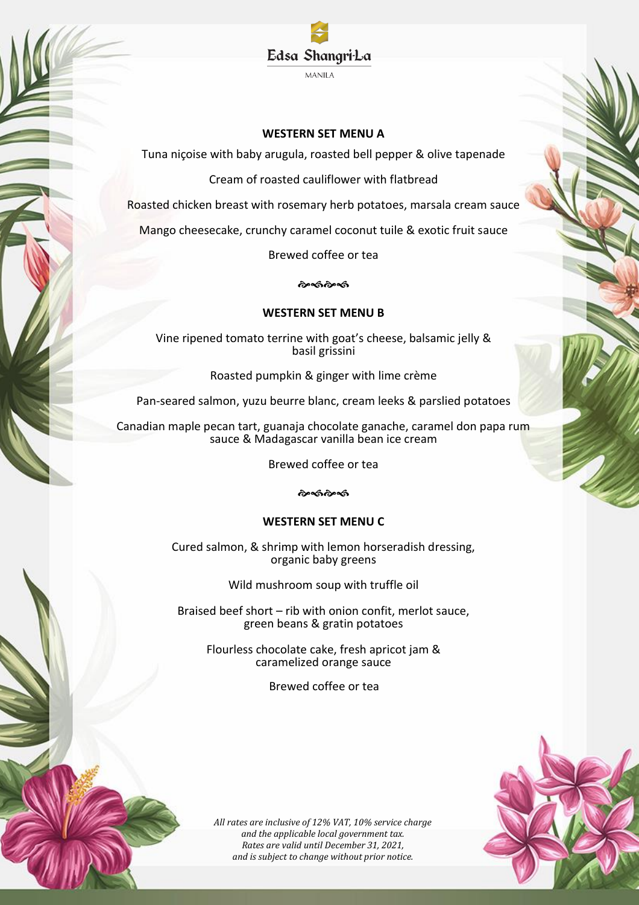Edsa Shangri-La

MANILA

## WESTERN SET MENU A

Tuna niçoise with baby arugula, roasted bell pepper & olive tapenade

Cream of roasted cauliflower with flatbread

Roasted chicken breast with rosemary herb potatoes, marsala cream sauce

Mango cheesecake, crunchy caramel coconut tuile & exotic fruit sauce

Brewed coffee or tea

## WESTERN SET MENU B

Vine ripened tomato terrine with goat's cheese, balsamic jelly & basil grissini

Roasted pumpkin & ginger with lime crème

Pan-seared salmon, yuzu beurre blanc, cream leeks & parslied potatoes

Canadian maple pecan tart, guanaja chocolate ganache, caramel don papa rum sauce & Madagascar vanilla bean ice cream

Brewed coffee or tea

## WESTERN SET MENU C

Cured salmon, & shrimp with lemon horseradish dressing, organic baby greens

Wild mushroom soup with truffle oil

Braised beef short – rib with onion confit, merlot sauce, green beans & gratin potatoes

Flourless chocolate cake, fresh apricot jam & caramelized orange sauce

Brewed coffee or tea

*All rates are inclusive of 12% VAT, 10% service charge and the applicable local government tax. Rates are valid until December 31, 2021, and is subject to change without prior notice.*